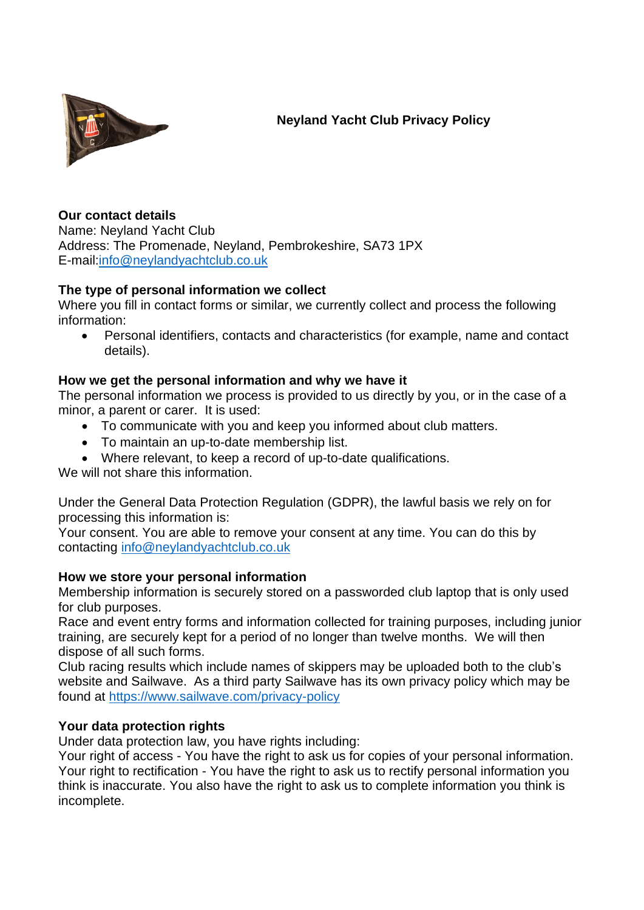# Neyland Yacht Club Privacy Policy

**Our contact details**
Name: Neyland Yacht Club
Address: The Promenade, Neyland, Pembrokeshire, SA73 1PX
E-mail:info@neylandyachtclub.co.uk

**The type of personal information we collect**
Where you fill in contact forms or similar, we currently collect and process the following information:

- Personal identifiers, contacts and characteristics (for example, name and contact details).

**How we get the personal information and why we have it**
The personal information we process is provided to us directly by you, or in the case of a minor, a parent or carer. It is used:

- To communicate with you and keep you informed about club matters.
- To maintain an up-to-date membership list.
- Where relevant, to keep a record of up-to-date qualifications.

We will not share this information.

Under the General Data Protection Regulation (GDPR), the lawful basis we rely on for processing this information is:
Your consent. You are able to remove your consent at any time. You can do this by contacting info@neylandyachtclub.co.uk

**How we store your personal information**
Membership information is securely stored on a passworded club laptop that is only used for club purposes.
Race and event entry forms and information collected for training purposes, including junior training, are securely kept for a period of no longer than twelve months. We will then dispose of all such forms.
Club racing results which include names of skippers may be uploaded both to the club's website and Sailwave. As a third party Sailwave has its own privacy policy which may be found at https://www.sailwave.com/privacy-policy

**Your data protection rights**
Under data protection law, you have rights including:
Your right of access - You have the right to ask us for copies of your personal information.
Your right to rectification - You have the right to ask us to rectify personal information you think is inaccurate. You also have the right to ask us to complete information you think is incomplete.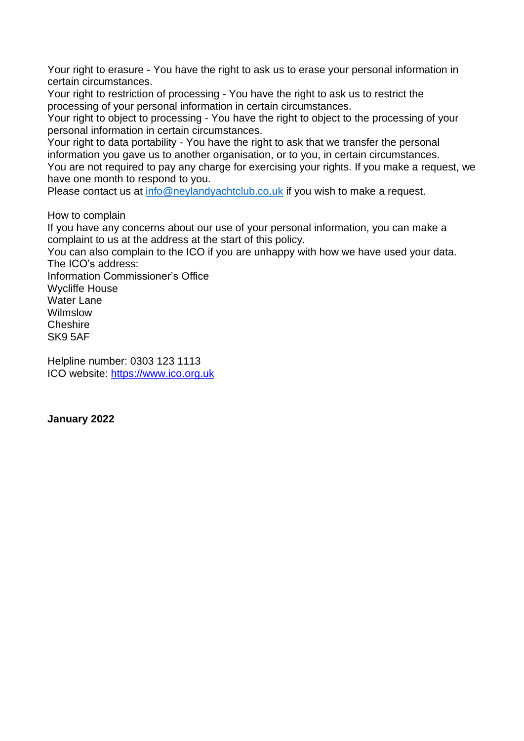Your right to erasure - You have the right to ask us to erase your personal information in certain circumstances.
Your right to restriction of processing - You have the right to ask us to restrict the processing of your personal information in certain circumstances.
Your right to object to processing - You have the right to object to the processing of your personal information in certain circumstances.
Your right to data portability - You have the right to ask that we transfer the personal information you gave us to another organisation, or to you, in certain circumstances.
You are not required to pay any charge for exercising your rights. If you make a request, we have one month to respond to you.
Please contact us at info@neylandyachtclub.co.uk if you wish to make a request.

How to complain
If you have any concerns about our use of your personal information, you can make a complaint to us at the address at the start of this policy.
You can also complain to the ICO if you are unhappy with how we have used your data.
The ICO's address:
Information Commissioner's Office
Wycliffe House
Water Lane
Wilmslow
Cheshire
SK9 5AF

Helpline number: 0303 123 1113
ICO website: https://www.ico.org.uk

**January 2022**